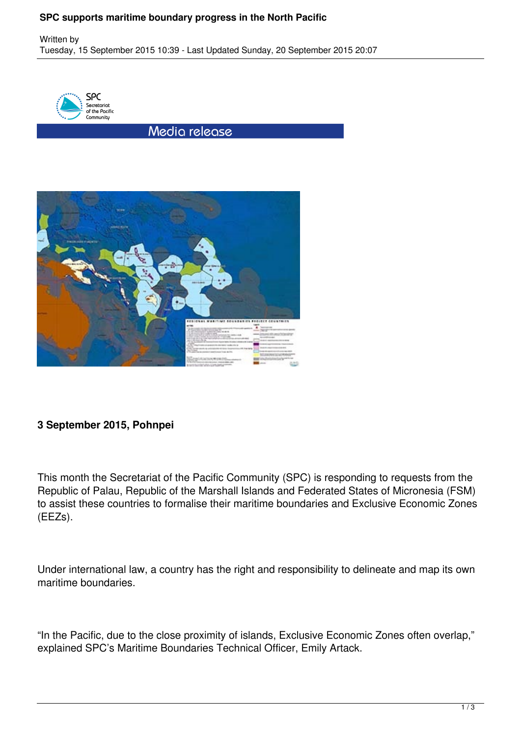# SPC supports maritime boundary progress in the North Pacific

Written by
Tuesday, 15 September 2015 10:39 - Last Updated Sunday, 20 September 2015 20:07

Media release

**3 September 2015, Pohnpei**

This month the Secretariat of the Pacific Community (SPC) is responding to requests from the Republic of Palau, Republic of the Marshall Islands and Federated States of Micronesia (FSM) to assist these countries to formalise their maritime boundaries and Exclusive Economic Zones (EEZs).

Under international law, a country has the right and responsibility to delineate and map its own maritime boundaries.

“In the Pacific, due to the close proximity of islands, Exclusive Economic Zones often overlap,” explained SPC’s Maritime Boundaries Technical Officer, Emily Artack.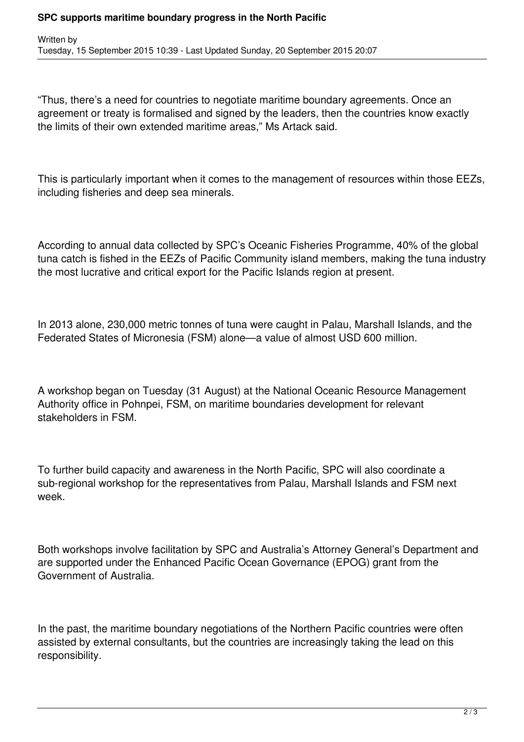"Thus, there's a need for countries to negotiate maritime boundary agreements. Once an agreement or treaty is formalised and signed by the leaders, then the countries know exactly the limits of their own extended maritime areas," Ms Artack said.

This is particularly important when it comes to the management of resources within those EEZs, including fisheries and deep sea minerals.

According to annual data collected by SPC's Oceanic Fisheries Programme, 40% of the global tuna catch is fished in the EEZs of Pacific Community island members, making the tuna industry the most lucrative and critical export for the Pacific Islands region at present.

In 2013 alone, 230,000 metric tonnes of tuna were caught in Palau, Marshall Islands, and the Federated States of Micronesia (FSM) alone—a value of almost USD 600 million.

A workshop began on Tuesday (31 August) at the National Oceanic Resource Management Authority office in Pohnpei, FSM, on maritime boundaries development for relevant stakeholders in FSM.

To further build capacity and awareness in the North Pacific, SPC will also coordinate a sub-regional workshop for the representatives from Palau, Marshall Islands and FSM next week.

Both workshops involve facilitation by SPC and Australia's Attorney General's Department and are supported under the Enhanced Pacific Ocean Governance (EPOG) grant from the Government of Australia.

In the past, the maritime boundary negotiations of the Northern Pacific countries were often assisted by external consultants, but the countries are increasingly taking the lead on this responsibility.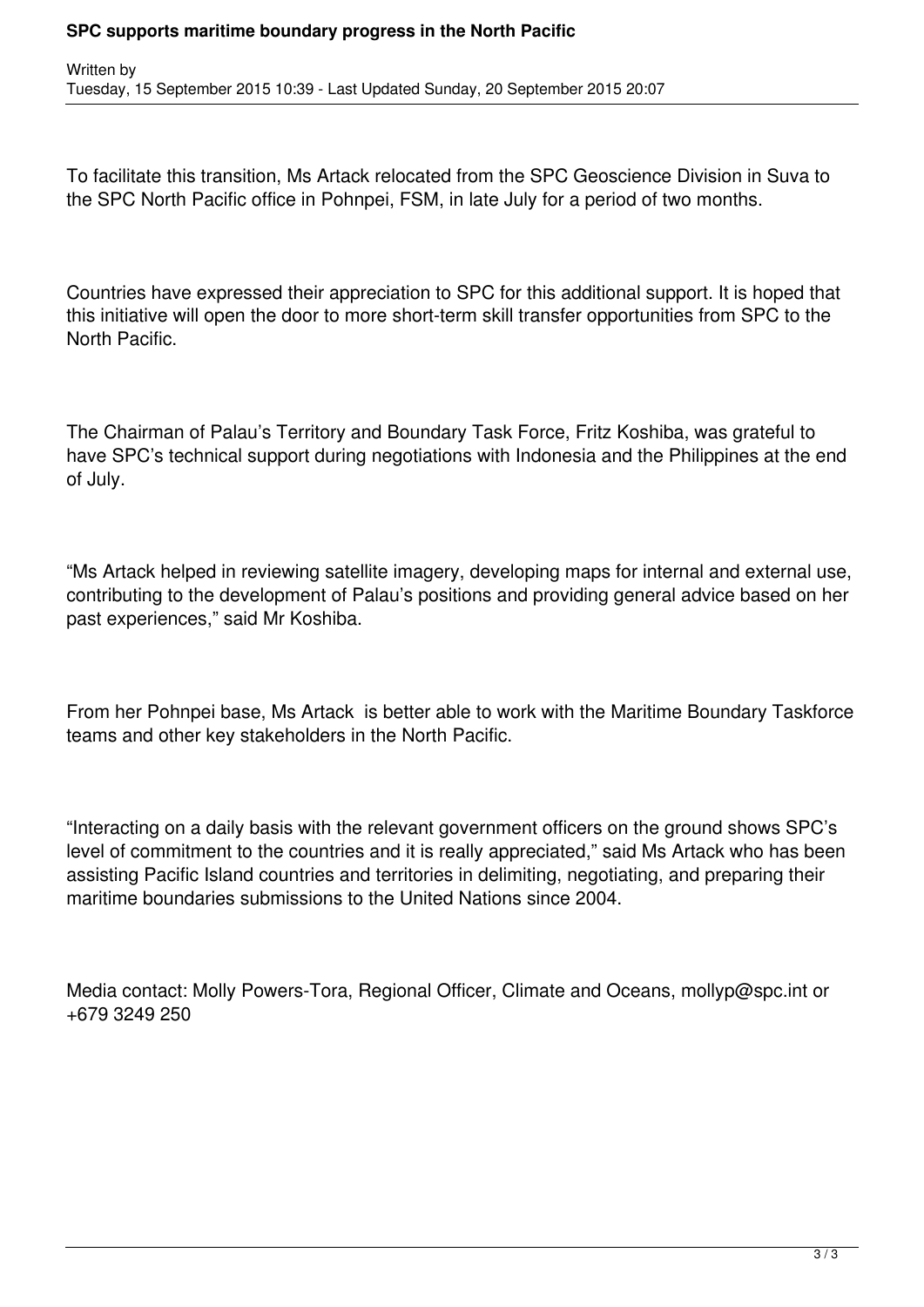To facilitate this transition, Ms Artack relocated from the SPC Geoscience Division in Suva to the SPC North Pacific office in Pohnpei, FSM, in late July for a period of two months.

Countries have expressed their appreciation to SPC for this additional support. It is hoped that this initiative will open the door to more short-term skill transfer opportunities from SPC to the North Pacific.

The Chairman of Palau's Territory and Boundary Task Force, Fritz Koshiba, was grateful to have SPC's technical support during negotiations with Indonesia and the Philippines at the end of July.

"Ms Artack helped in reviewing satellite imagery, developing maps for internal and external use, contributing to the development of Palau's positions and providing general advice based on her past experiences," said Mr Koshiba.

From her Pohnpei base, Ms Artack is better able to work with the Maritime Boundary Taskforce teams and other key stakeholders in the North Pacific.

"Interacting on a daily basis with the relevant government officers on the ground shows SPC's level of commitment to the countries and it is really appreciated," said Ms Artack who has been assisting Pacific Island countries and territories in delimiting, negotiating, and preparing their maritime boundaries submissions to the United Nations since 2004.

Media contact: Molly Powers-Tora, Regional Officer, Climate and Oceans, mollyp@spc.int or +679 3249 250